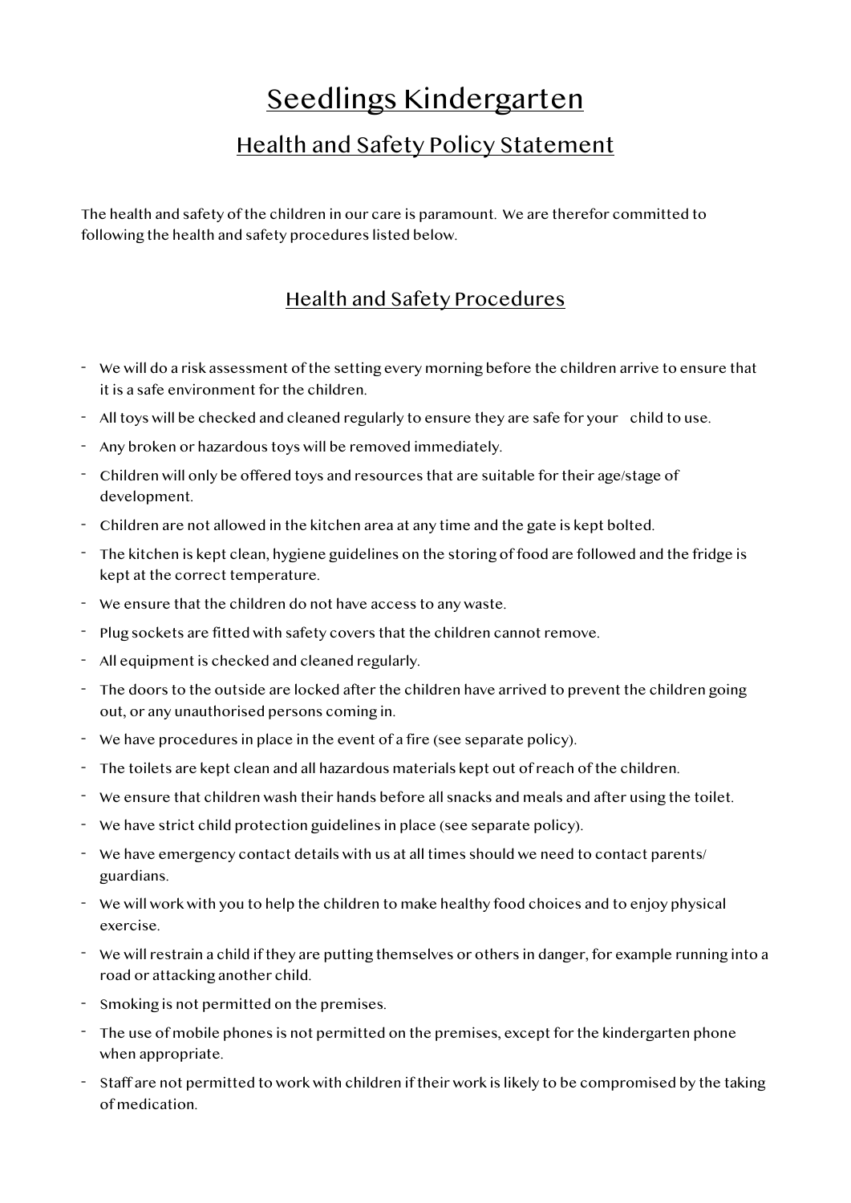# Seedlings Kindergarten

## Health and Safety Policy Statement

The health and safety of the children in our care is paramount. We are therefor committed to following the health and safety procedures listed below.

## Health and Safety Procedures

- We will do a risk assessment of the setting every morning before the children arrive to ensure that it is a safe environment for the children.
- All toys will be checked and cleaned regularly to ensure they are safe for your child to use.
- Any broken or hazardous toys will be removed immediately.
- Children will only be offered toys and resources that are suitable for their age/stage of development.
- Children are not allowed in the kitchen area at any time and the gate is kept bolted.
- The kitchen is kept clean, hygiene guidelines on the storing of food are followed and the fridge is kept at the correct temperature.
- We ensure that the children do not have access to any waste.
- Plug sockets are fitted with safety covers that the children cannot remove.
- All equipment is checked and cleaned regularly.
- The doors to the outside are locked after the children have arrived to prevent the children going out, or any unauthorised persons coming in.
- We have procedures in place in the event of a fire (see separate policy).
- The toilets are kept clean and all hazardous materials kept out of reach of the children.
- We ensure that children wash their hands before all snacks and meals and after using the toilet.
- We have strict child protection guidelines in place (see separate policy).
- We have emergency contact details with us at all times should we need to contact parents/ guardians.
- We will work with you to help the children to make healthy food choices and to enjoy physical exercise.
- We will restrain a child if they are putting themselves or others in danger, for example running into a road or attacking another child.
- Smoking is not permitted on the premises.
- The use of mobile phones is not permitted on the premises, except for the kindergarten phone when appropriate.
- Staff are not permitted to work with children if their work is likely to be compromised by the taking of medication.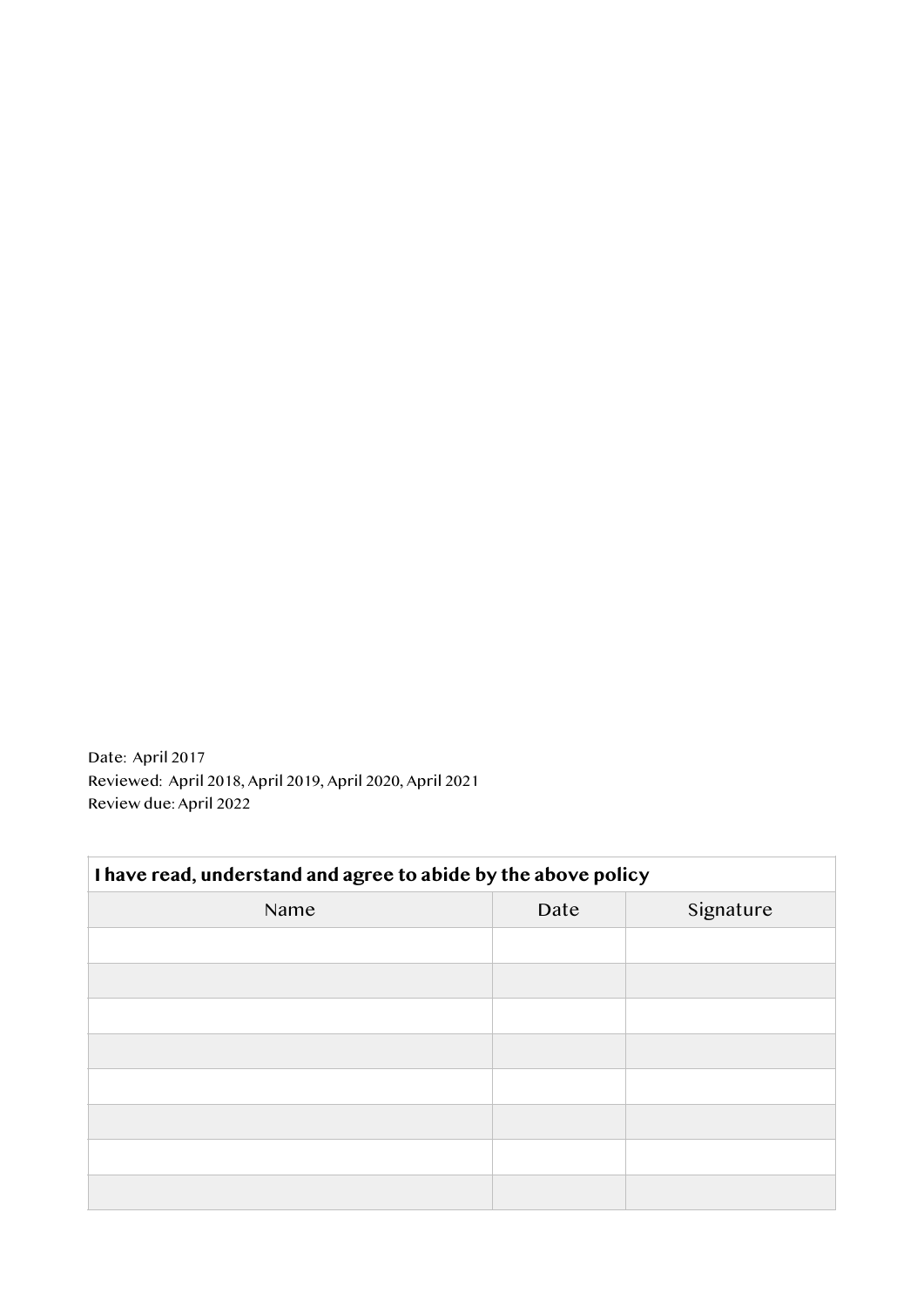Date: April 2017
Reviewed: April 2018, April 2019, April 2020, April 2021
Review due: April 2022

| **I have read, understand and agree to abide by the above policy** | | |
|---|---|---|
| Name | Date | Signature |
| | | |
| | | |
| | | |
| | | |
| | | |
| | | |
| | | |
| | | |